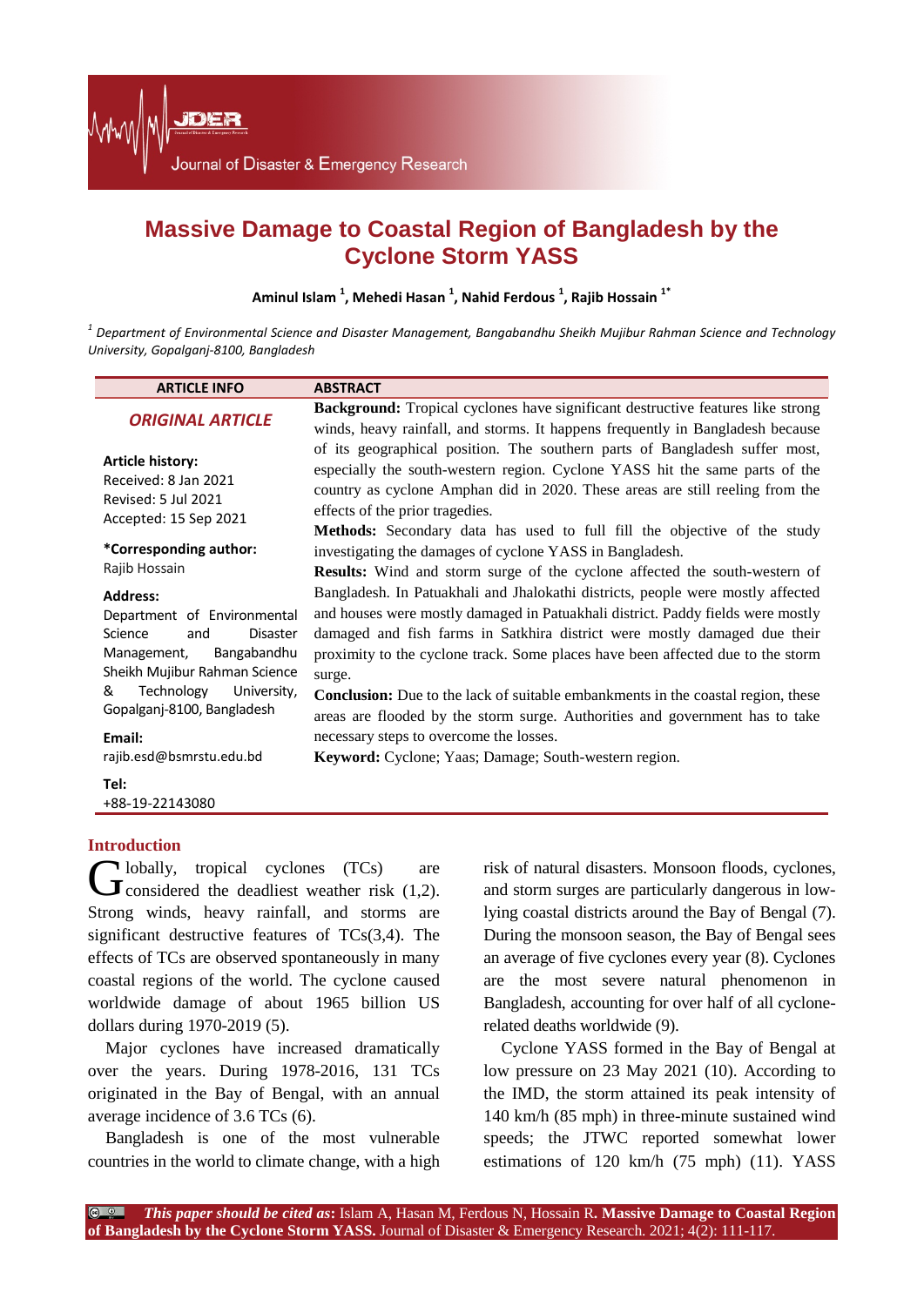# Massive Damage to Coastal Region of Bangladesh by the Cyclone Storm YASS

**Aminul Islam [1], Mehedi Hasan [1], Nahid Ferdous [1], Rajib Hossain [1*]**

[1] *Department of Environmental Science and Disaster Management, Bangabandhu Sheikh Mujibur Rahman Science and Technology University, Gopalganj-8100, Bangladesh*

| ARTICLE INFO | ABSTRACT |
|---|---|
| ***ORIGINAL ARTICLE*** | |

**Article history:**
Received: 8 Jan 2021
Revised: 5 Jul 2021
Accepted: 15 Sep 2021

**\*Corresponding author:**
Rajib Hossain

**Address:**
Department of Environmental Science and Disaster Management, Bangabandhu Sheikh Mujibur Rahman Science & Technology University, Gopalganj-8100, Bangladesh

**Email:**
rajib.esd@bsmrstu.edu.bd

**Tel:**
+88-19-22143080

## ABSTRACT

**Background:** Tropical cyclones have significant destructive features like strong winds, heavy rainfall, and storms. It happens frequently in Bangladesh because of its geographical position. The southern parts of Bangladesh suffer most, especially the south-western region. Cyclone YASS hit the same parts of the country as cyclone Amphan did in 2020. These areas are still reeling from the effects of the prior tragedies.

**Methods:** Secondary data has used to full fill the objective of the study investigating the damages of cyclone YASS in Bangladesh.

**Results:** Wind and storm surge of the cyclone affected the south-western of Bangladesh. In Patuakhali and Jhalokathi districts, people were mostly affected and houses were mostly damaged in Patuakhali district. Paddy fields were mostly damaged and fish farms in Satkhira district were mostly damaged due their proximity to the cyclone track. Some places have been affected due to the storm surge.

**Conclusion:** Due to the lack of suitable embankments in the coastal region, these areas are flooded by the storm surge. Authorities and government has to take necessary steps to overcome the losses.

**Keyword:** Cyclone; Yaas; Damage; South-western region.

## Introduction

Globally, tropical cyclones (TCs) are considered the deadliest weather risk (1,2). Strong winds, heavy rainfall, and storms are significant destructive features of TCs(3,4). The effects of TCs are observed spontaneously in many coastal regions of the world. The cyclone caused worldwide damage of about 1965 billion US dollars during 1970-2019 (5).

Major cyclones have increased dramatically over the years. During 1978-2016, 131 TCs originated in the Bay of Bengal, with an annual average incidence of 3.6 TCs (6).

Bangladesh is one of the most vulnerable countries in the world to climate change, with a high risk of natural disasters. Monsoon floods, cyclones, and storm surges are particularly dangerous in low-lying coastal districts around the Bay of Bengal (7). During the monsoon season, the Bay of Bengal sees an average of five cyclones every year (8). Cyclones are the most severe natural phenomenon in Bangladesh, accounting for over half of all cyclone-related deaths worldwide (9).

Cyclone YASS formed in the Bay of Bengal at low pressure on 23 May 2021 (10). According to the IMD, the storm attained its peak intensity of 140 km/h (85 mph) in three-minute sustained wind speeds; the JTWC reported somewhat lower estimations of 120 km/h (75 mph) (11). YASS

***This paper should be cited as*:** Islam A, Hasan M, Ferdous N, Hossain R. **Massive Damage to Coastal Region of Bangladesh by the Cyclone Storm YASS.** Journal of Disaster & Emergency Research. 2021; 4(2): 111-117.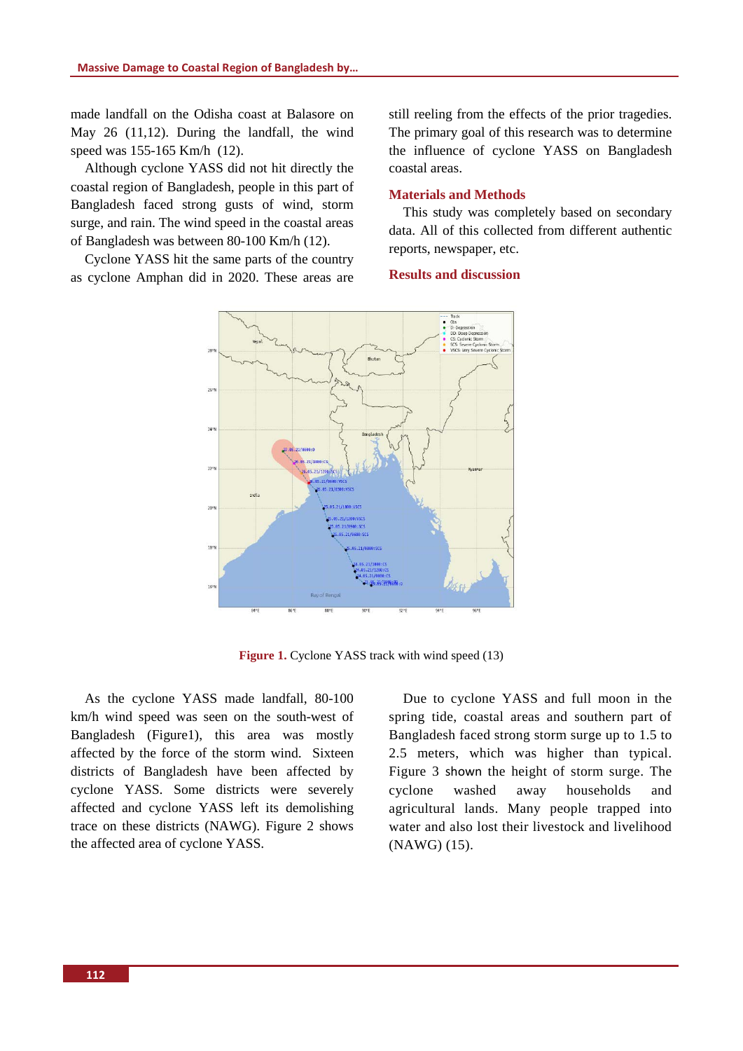made landfall on the Odisha coast at Balasore on May 26 (11,12). During the landfall, the wind speed was 155-165 Km/h (12).

Although cyclone YASS did not hit directly the coastal region of Bangladesh, people in this part of Bangladesh faced strong gusts of wind, storm surge, and rain. The wind speed in the coastal areas of Bangladesh was between 80-100 Km/h (12).

Cyclone YASS hit the same parts of the country as cyclone Amphan did in 2020. These areas are still reeling from the effects of the prior tragedies. The primary goal of this research was to determine the influence of cyclone YASS on Bangladesh coastal areas.

## Materials and Methods

This study was completely based on secondary data. All of this collected from different authentic reports, newspaper, etc.

## Results and discussion

**Figure 1.** Cyclone YASS track with wind speed (13)

As the cyclone YASS made landfall, 80-100 km/h wind speed was seen on the south-west of Bangladesh (Figure1), this area was mostly affected by the force of the storm wind. Sixteen districts of Bangladesh have been affected by cyclone YASS. Some districts were severely affected and cyclone YASS left its demolishing trace on these districts (NAWG). Figure 2 shows the affected area of cyclone YASS.

Due to cyclone YASS and full moon in the spring tide, coastal areas and southern part of Bangladesh faced strong storm surge up to 1.5 to 2.5 meters, which was higher than typical. Figure 3 shown the height of storm surge. The cyclone washed away households and agricultural lands. Many people trapped into water and also lost their livestock and livelihood (NAWG) (15).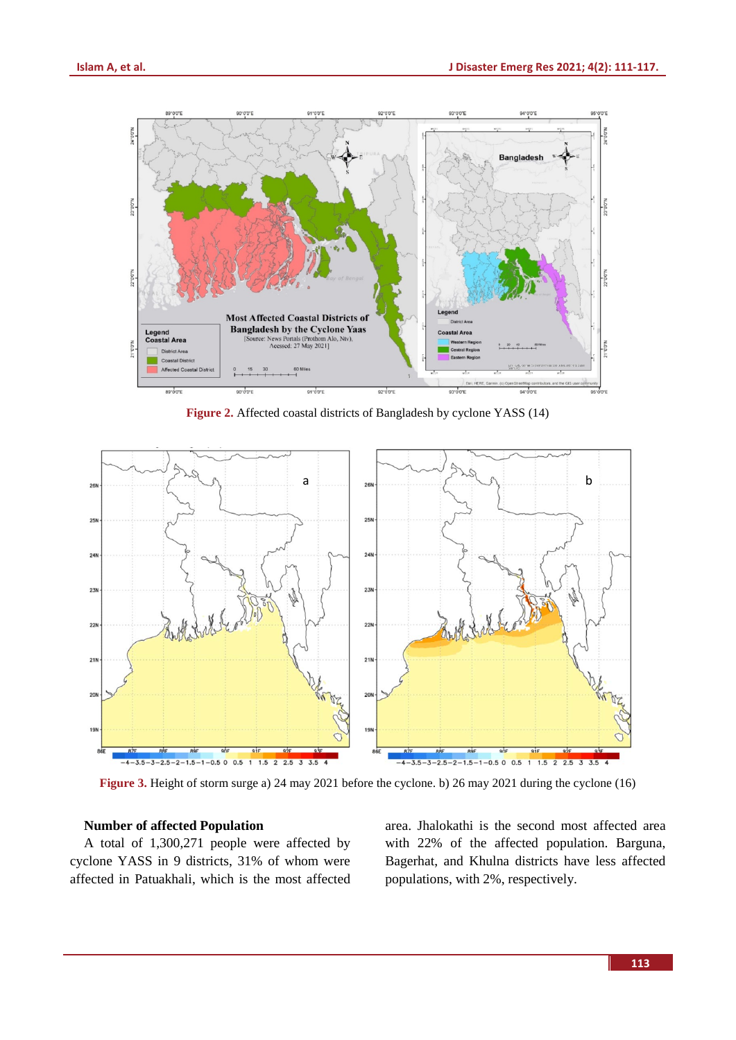**Figure 2.** Affected coastal districts of Bangladesh by cyclone YASS (14)

**Figure 3.** Height of storm surge a) 24 may 2021 before the cyclone. b) 26 may 2021 during the cyclone (16)

**Number of affected Population**

A total of 1,300,271 people were affected by cyclone YASS in 9 districts, 31% of whom were affected in Patuakhali, which is the most affected area. Jhalokathi is the second most affected area with 22% of the affected population. Barguna, Bagerhat, and Khulna districts have less affected populations, with 2%, respectively.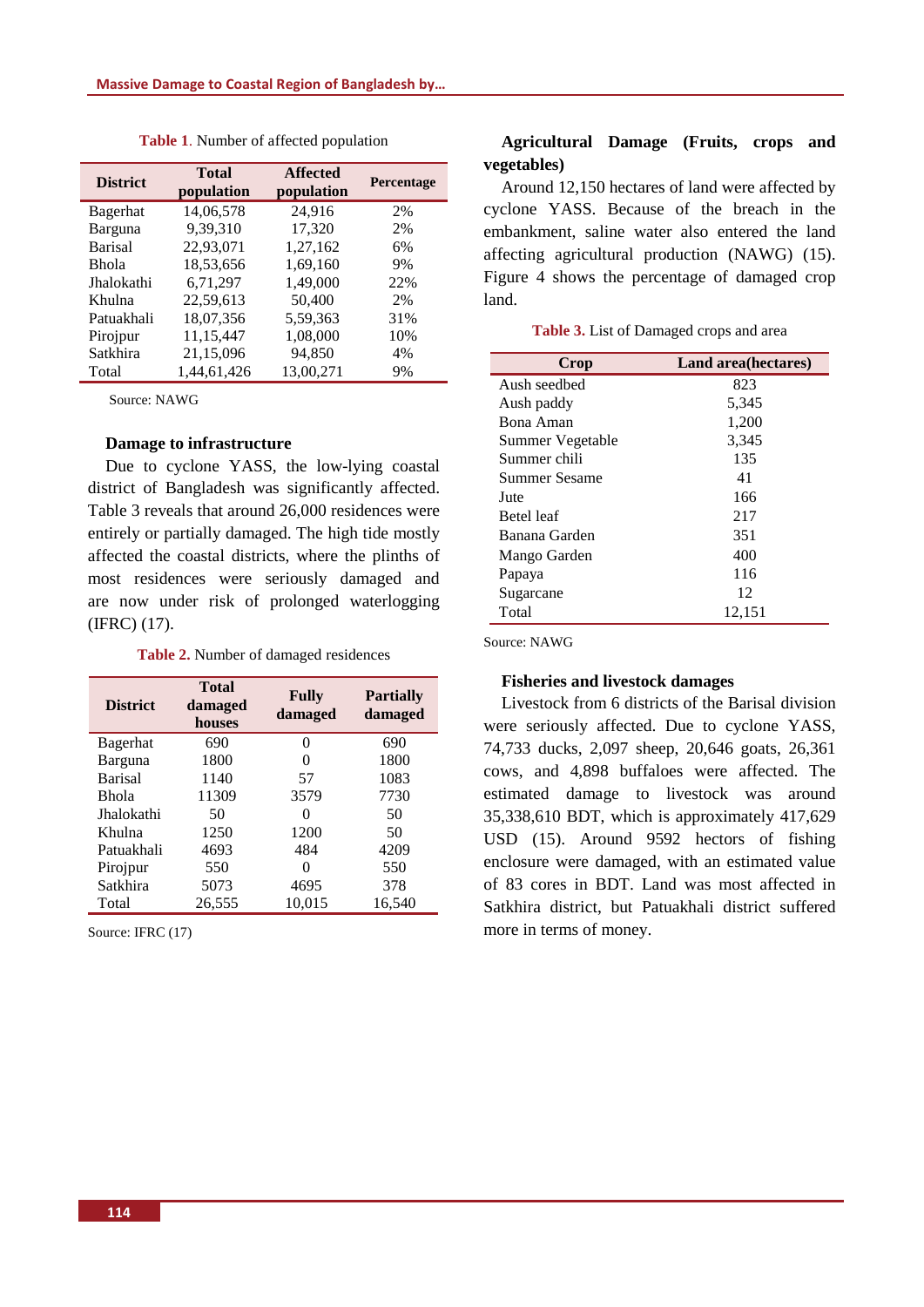**Table 1**. Number of affected population

| District | Total population | Affected population | Percentage |
|---|---|---|---|
| Bagerhat | 14,06,578 | 24,916 | 2% |
| Barguna | 9,39,310 | 17,320 | 2% |
| Barisal | 22,93,071 | 1,27,162 | 6% |
| Bhola | 18,53,656 | 1,69,160 | 9% |
| Jhalokathi | 6,71,297 | 1,49,000 | 22% |
| Khulna | 22,59,613 | 50,400 | 2% |
| Patuakhali | 18,07,356 | 5,59,363 | 31% |
| Pirojpur | 11,15,447 | 1,08,000 | 10% |
| Satkhira | 21,15,096 | 94,850 | 4% |
| Total | 1,44,61,426 | 13,00,271 | 9% |

Source: NAWG

### Damage to infrastructure

Due to cyclone YASS, the low-lying coastal district of Bangladesh was significantly affected. Table 3 reveals that around 26,000 residences were entirely or partially damaged. The high tide mostly affected the coastal districts, where the plinths of most residences were seriously damaged and are now under risk of prolonged waterlogging (IFRC) (17).

**Table 2.** Number of damaged residences

| District | Total damaged houses | Fully damaged | Partially damaged |
|---|---|---|---|
| Bagerhat | 690 | 0 | 690 |
| Barguna | 1800 | 0 | 1800 |
| Barisal | 1140 | 57 | 1083 |
| Bhola | 11309 | 3579 | 7730 |
| Jhalokathi | 50 | 0 | 50 |
| Khulna | 1250 | 1200 | 50 |
| Patuakhali | 4693 | 484 | 4209 |
| Pirojpur | 550 | 0 | 550 |
| Satkhira | 5073 | 4695 | 378 |
| Total | 26,555 | 10,015 | 16,540 |

Source: IFRC (17)

### Agricultural Damage (Fruits, crops and vegetables)

Around 12,150 hectares of land were affected by cyclone YASS. Because of the breach in the embankment, saline water also entered the land affecting agricultural production (NAWG) (15). Figure 4 shows the percentage of damaged crop land.

**Table 3.** List of Damaged crops and area

| Crop | Land area(hectares) |
|---|---|
| Aush seedbed | 823 |
| Aush paddy | 5,345 |
| Bona Aman | 1,200 |
| Summer Vegetable | 3,345 |
| Summer chili | 135 |
| Summer Sesame | 41 |
| Jute | 166 |
| Betel leaf | 217 |
| Banana Garden | 351 |
| Mango Garden | 400 |
| Papaya | 116 |
| Sugarcane | 12 |
| Total | 12,151 |

Source: NAWG

### Fisheries and livestock damages

Livestock from 6 districts of the Barisal division were seriously affected. Due to cyclone YASS, 74,733 ducks, 2,097 sheep, 20,646 goats, 26,361 cows, and 4,898 buffaloes were affected. The estimated damage to livestock was around 35,338,610 BDT, which is approximately 417,629 USD (15). Around 9592 hectors of fishing enclosure were damaged, with an estimated value of 83 cores in BDT. Land was most affected in Satkhira district, but Patuakhali district suffered more in terms of money.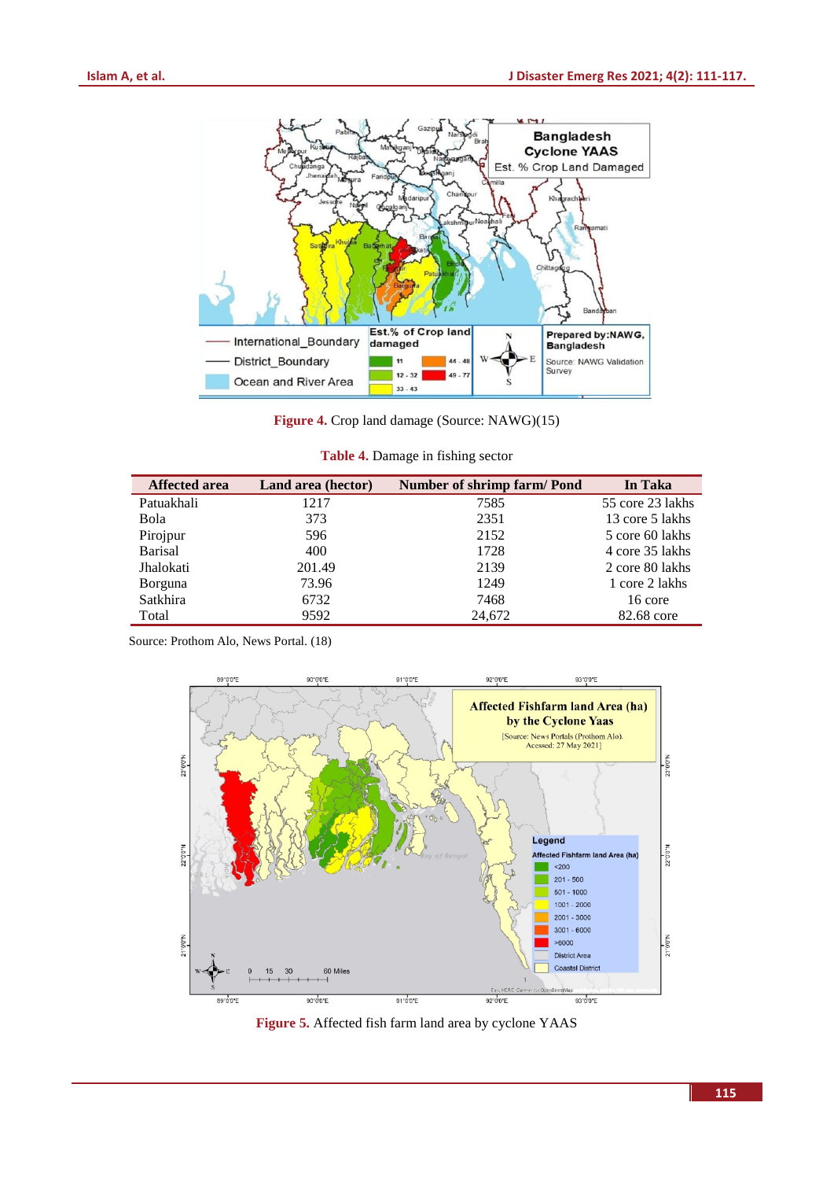**Figure 4.** Crop land damage (Source: NAWG)(15)

**Table 4.** Damage in fishing sector

| Affected area | Land area (hector) | Number of shrimp farm/ Pond | In Taka |
|---|---|---|---|
| Patuakhali | 1217 | 7585 | 55 core 23 lakhs |
| Bola | 373 | 2351 | 13 core 5 lakhs |
| Pirojpur | 596 | 2152 | 5 core 60 lakhs |
| Barisal | 400 | 1728 | 4 core 35 lakhs |
| Jhalokati | 201.49 | 2139 | 2 core 80 lakhs |
| Borguna | 73.96 | 1249 | 1 core 2 lakhs |
| Satkhira | 6732 | 7468 | 16 core |
| Total | 9592 | 24,672 | 82.68 core |

Source: Prothom Alo, News Portal. (18)

**Figure 5.** Affected fish farm land area by cyclone YAAS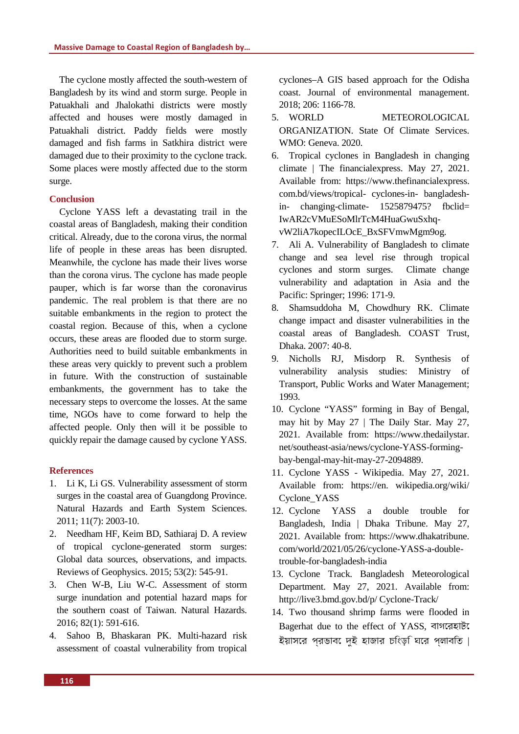The cyclone mostly affected the south-western of Bangladesh by its wind and storm surge. People in Patuakhali and Jhalokathi districts were mostly affected and houses were mostly damaged in Patuakhali district. Paddy fields were mostly damaged and fish farms in Satkhira district were damaged due to their proximity to the cyclone track. Some places were mostly affected due to the storm surge.

## Conclusion

Cyclone YASS left a devastating trail in the coastal areas of Bangladesh, making their condition critical. Already, due to the corona virus, the normal life of people in these areas has been disrupted. Meanwhile, the cyclone has made their lives worse than the corona virus. The cyclone has made people pauper, which is far worse than the coronavirus pandemic. The real problem is that there are no suitable embankments in the region to protect the coastal region. Because of this, when a cyclone occurs, these areas are flooded due to storm surge. Authorities need to build suitable embankments in these areas very quickly to prevent such a problem in future. With the construction of sustainable embankments, the government has to take the necessary steps to overcome the losses. At the same time, NGOs have to come forward to help the affected people. Only then will it be possible to quickly repair the damage caused by cyclone YASS.

## References

1. Li K, Li GS. Vulnerability assessment of storm surges in the coastal area of Guangdong Province. Natural Hazards and Earth System Sciences. 2011; 11(7): 2003-10.
2. Needham HF, Keim BD, Sathiaraj D. A review of tropical cyclone-generated storm surges: Global data sources, observations, and impacts. Reviews of Geophysics. 2015; 53(2): 545-91.
3. Chen W-B, Liu W-C. Assessment of storm surge inundation and potential hazard maps for the southern coast of Taiwan. Natural Hazards. 2016; 82(1): 591-616.
4. Sahoo B, Bhaskaran PK. Multi-hazard risk assessment of coastal vulnerability from tropical cyclones–A GIS based approach for the Odisha coast. Journal of environmental management. 2018; 206: 1166-78.
5. WORLD METEOROLOGICAL ORGANIZATION. State Of Climate Services. WMO: Geneva. 2020.
6. Tropical cyclones in Bangladesh in changing climate | The financialexpress. May 27, 2021. Available from: https://www.thefinancialexpress.com.bd/views/tropical- cyclones-in- bangladesh-in- changing-climate- 1525879475? fbclid=IwAR2cVMuESoMlrTcM4HuaGwuSxhq-vW2liA7kopecILOcE_BxSFVmwMgm9og.
7. Ali A. Vulnerability of Bangladesh to climate change and sea level rise through tropical cyclones and storm surges. Climate change vulnerability and adaptation in Asia and the Pacific: Springer; 1996: 171-9.
8. Shamsuddoha M, Chowdhury RK. Climate change impact and disaster vulnerabilities in the coastal areas of Bangladesh. COAST Trust, Dhaka. 2007: 40-8.
9. Nicholls RJ, Misdorp R. Synthesis of vulnerability analysis studies: Ministry of Transport, Public Works and Water Management; 1993.
10. Cyclone "YASS" forming in Bay of Bengal, may hit by May 27 | The Daily Star. May 27, 2021. Available from: https://www.thedailystar.net/southeast-asia/news/cyclone-YASS-forming-bay-bengal-may-hit-may-27-2094889.
11. Cyclone YASS - Wikipedia. May 27, 2021. Available from: https://en. wikipedia.org/wiki/Cyclone_YASS
12. Cyclone YASS a double trouble for Bangladesh, India | Dhaka Tribune. May 27, 2021. Available from: https://www.dhakatribune.com/world/2021/05/26/cyclone-YASS-a-double-trouble-for-bangladesh-india
13. Cyclone Track. Bangladesh Meteorological Department. May 27, 2021. Available from: http://live3.bmd.gov.bd/p/ Cyclone-Track/
14. Two thousand shrimp farms were flooded in Bagerhat due to the effect of YASS, বাগেরহাটে ইয়াসের প্রভাবে দুই হাজার চিংড়ি ঘেরে প্লাবিত |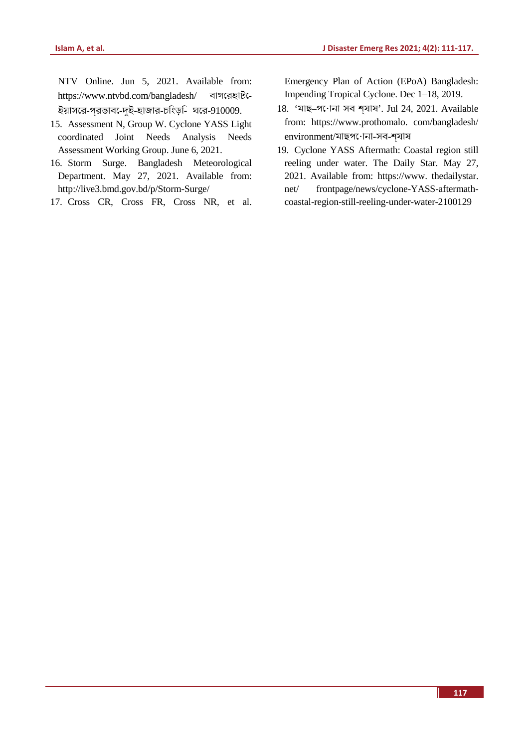NTV Online. Jun 5, 2021. Available from: https://www.ntvbd.com/bangladesh/ বাগেরহাটে-ইয়াসের-প্রভাবে-দুই-হাজার-চিংড়ি- ঘের-910009.

15. Assessment N, Group W. Cyclone YASS Light coordinated Joint Needs Analysis Needs Assessment Working Group. June 6, 2021.
16. Storm Surge. Bangladesh Meteorological Department. May 27, 2021. Available from: http://live3.bmd.gov.bd/p/Storm-Surge/
17. Cross CR, Cross FR, Cross NR, et al. Emergency Plan of Action (EPoA) Bangladesh: Impending Tropical Cyclone. Dec 1–18, 2019.
18. 'মাছ–পোনা সব শেষ'. Jul 24, 2021. Available from: https://www.prothomalo. com/bangladesh/ environment/মাছপোনা-সব-শেষ
19. Cyclone YASS Aftermath: Coastal region still reeling under water. The Daily Star. May 27, 2021. Available from: https://www. thedailystar. net/ frontpage/news/cyclone-YASS-aftermath-coastal-region-still-reeling-under-water-2100129